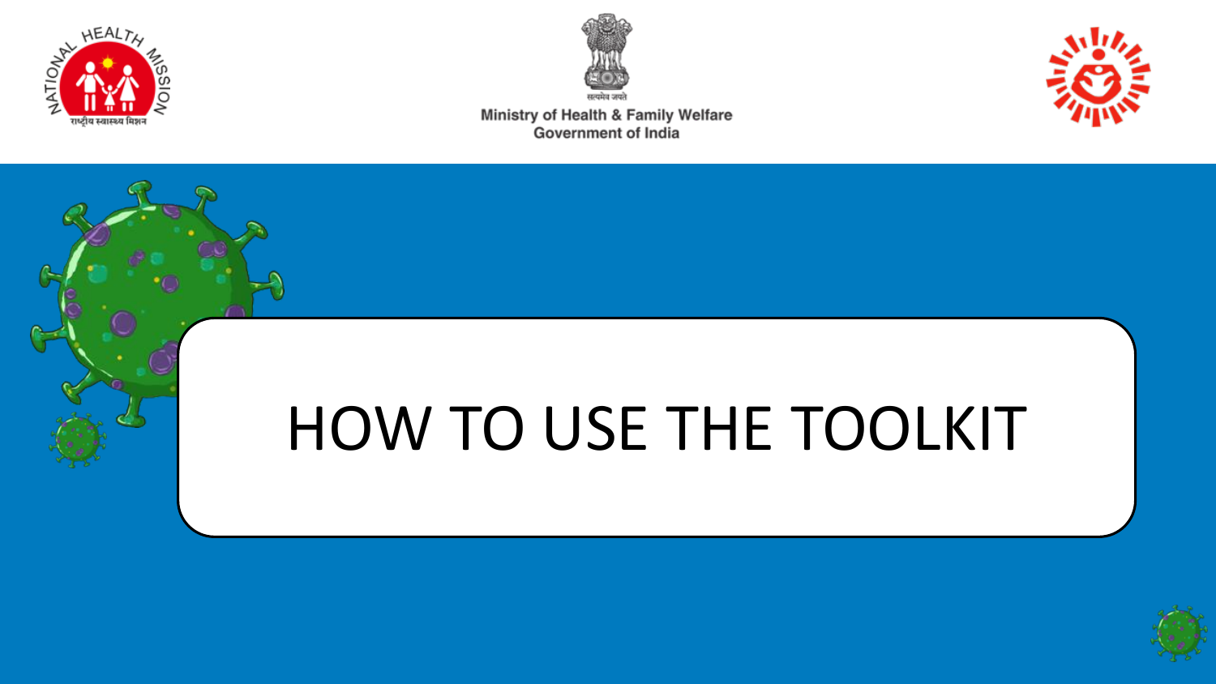Ministry of Health & Family Welfare
Government of India

# HOW TO USE THE TOOLKIT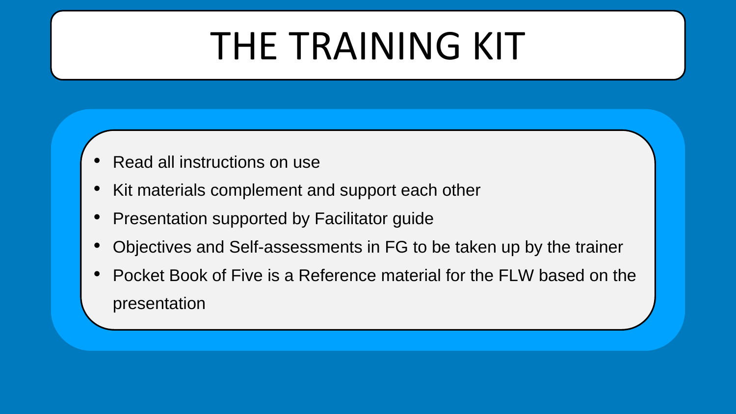# THE TRAINING KIT

- Read all instructions on use
- Kit materials complement and support each other
- Presentation supported by Facilitator guide
- Objectives and Self-assessments in FG to be taken up by the trainer
- Pocket Book of Five is a Reference material for the FLW based on the presentation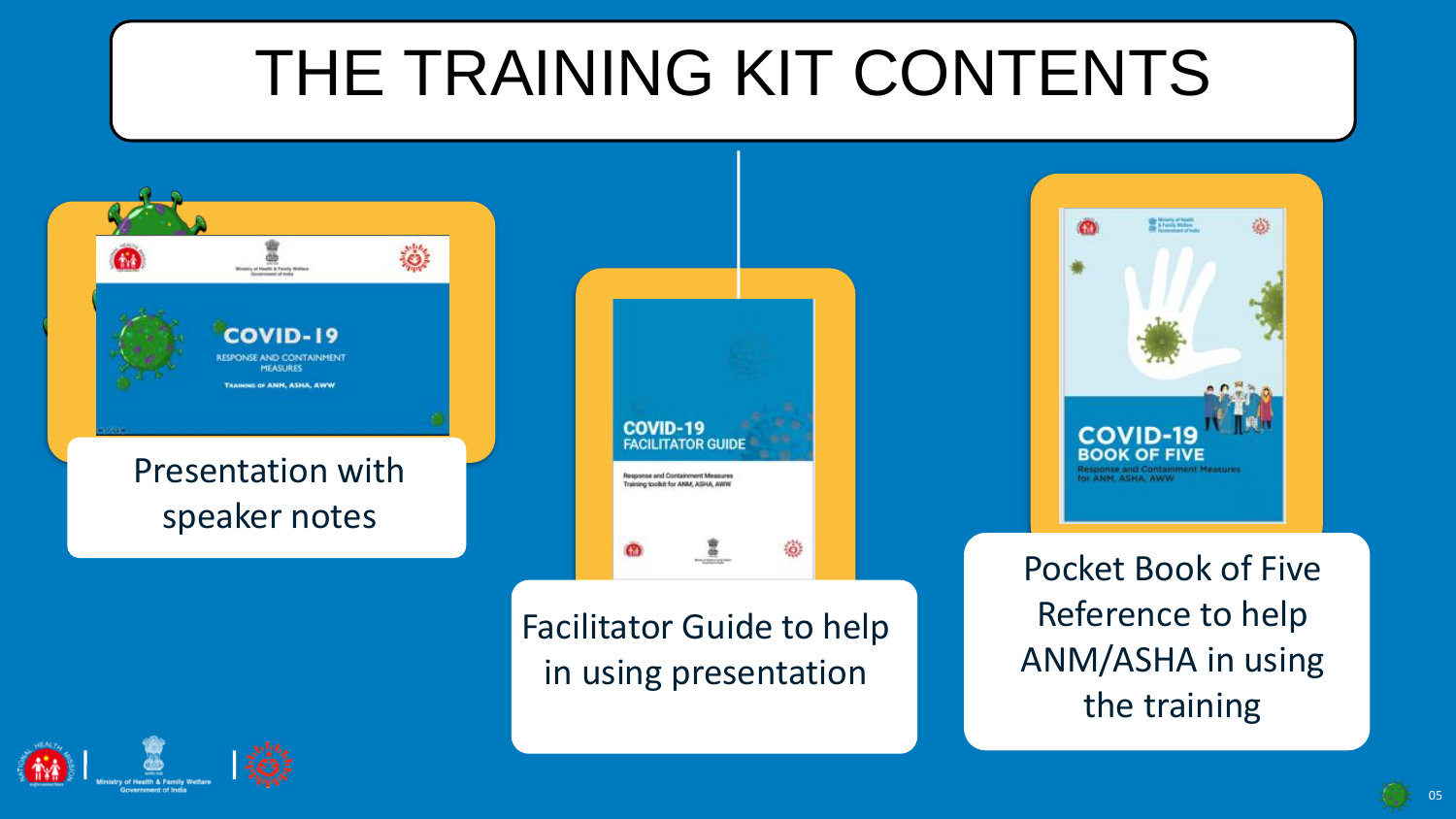# THE TRAINING KIT CONTENTS

Presentation with speaker notes

Facilitator Guide to help in using presentation

Pocket Book of Five Reference to help ANM/ASHA in using the training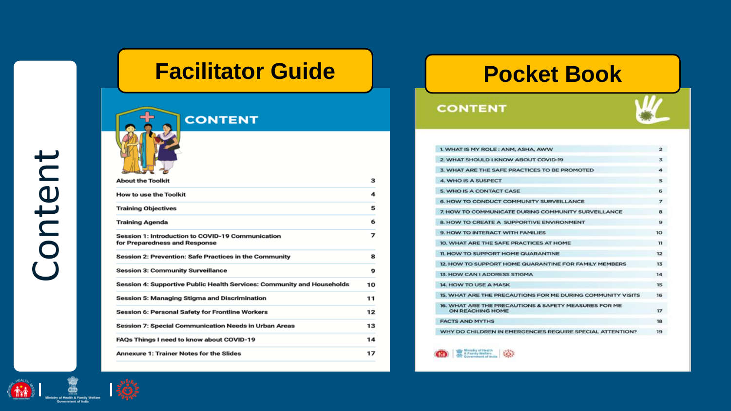# Content

## Facilitator Guide

### CONTENT

| | |
|---|---|
| About the Toolkit | 3 |
| How to use the Toolkit | 4 |
| Training Objectives | 5 |
| Training Agenda | 6 |
| Session 1: Introduction to COVID-19 Communication for Preparedness and Response | 7 |
| Session 2: Prevention: Safe Practices in the Community | 8 |
| Session 3: Community Surveillance | 9 |
| Session 4: Supportive Public Health Services: Community and Households | 10 |
| Session 5: Managing Stigma and Discrimination | 11 |
| Session 6: Personal Safety for Frontline Workers | 12 |
| Session 7: Special Communication Needs in Urban Areas | 13 |
| FAQs Things I need to know about COVID-19 | 14 |
| Annexure 1: Trainer Notes for the Slides | 17 |

## Pocket Book

### CONTENT

| | |
|---|---|
| 1. WHAT IS MY ROLE : ANM, ASHA, AWW | 2 |
| 2. WHAT SHOULD I KNOW ABOUT COVID-19 | 3 |
| 3. WHAT ARE THE SAFE PRACTICES TO BE PROMOTED | 4 |
| 4. WHO IS A SUSPECT | 5 |
| 5. WHO IS A CONTACT CASE | 6 |
| 6. HOW TO CONDUCT COMMUNITY SURVEILLANCE | 7 |
| 7. HOW TO COMMUNICATE DURING COMMUNITY SURVEILLANCE | 8 |
| 8. HOW TO CREATE A SUPPORTIVE ENVIRONMENT | 9 |
| 9. HOW TO INTERACT WITH FAMILIES | 10 |
| 10. WHAT ARE THE SAFE PRACTICES AT HOME | 11 |
| 11. HOW TO SUPPORT HOME QUARANTINE | 12 |
| 12. HOW TO SUPPORT HOME QUARANTINE FOR FAMILY MEMBERS | 13 |
| 13. HOW CAN I ADDRESS STIGMA | 14 |
| 14. HOW TO USE A MASK | 15 |
| 15. WHAT ARE THE PRECAUTIONS FOR ME DURING COMMUNITY VISITS | 16 |
| 16. WHAT ARE THE PRECAUTIONS & SAFETY MEASURES FOR ME ON REACHING HOME | 17 |
| FACTS AND MYTHS | 18 |
| WHY DO CHILDREN IN EMERGENCIES REQUIRE SPECIAL ATTENTION? | 19 |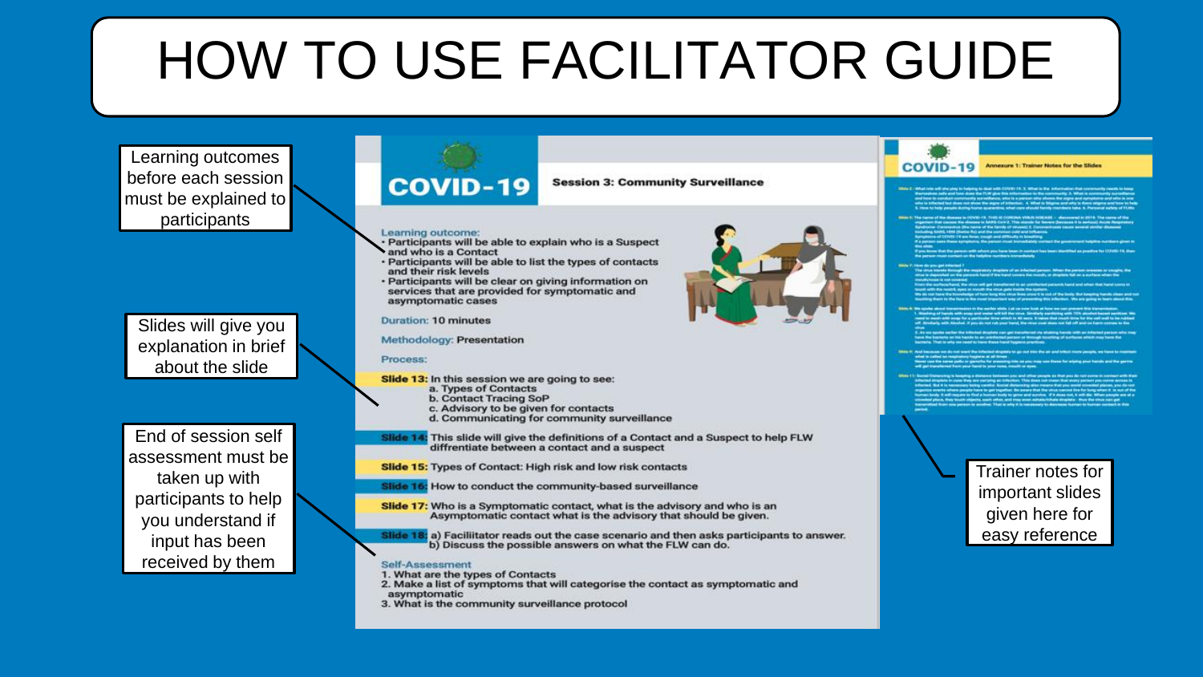# HOW TO USE FACILITATOR GUIDE

Learning outcomes before each session must be explained to participants

Slides will give you explanation in brief about the slide

End of session self assessment must be taken up with participants to help you understand if input has been received by them

**COVID-19**

**Session 3: Community Surveillance**

Learning outcome:

- Participants will be able to explain who is a Suspect and who is a Contact
- Participants will be able to list the types of contacts and their risk levels
- Participants will be clear on giving information on services that are provided for symptomatic and asymptomatic cases

Duration: 10 minutes

Methodology: Presentation

Process:

**Slide 13:** In this session we are going to see:
a. Types of Contacts
b. Contact Tracing SoP
c. Advisory to be given for contacts
d. Communicating for community surveillance

**Slide 14:** This slide will give the definitions of a Contact and a Suspect to help FLW diffrentiate between a contact and a suspect

**Slide 15:** Types of Contact: High risk and low risk contacts

**Slide 16:** How to conduct the community-based surveillance

**Slide 17:** Who is a Symptomatic contact, what is the advisory and who is an Asymptomatic contact what is the advisory that should be given.

**Slide 18:** a) Faciliitator reads out the case scenario and then asks participants to answer.
b) Discuss the possible answers on what the FLW can do.

Self-Assessment

1. What are the types of Contacts
2. Make a list of symptoms that will categorise the contact as symptomatic and asymptomatic
3. What is the community surveillance protocol

**COVID-19** Annexure 1: Trainer Notes for the Slides

Trainer notes for important slides given here for easy reference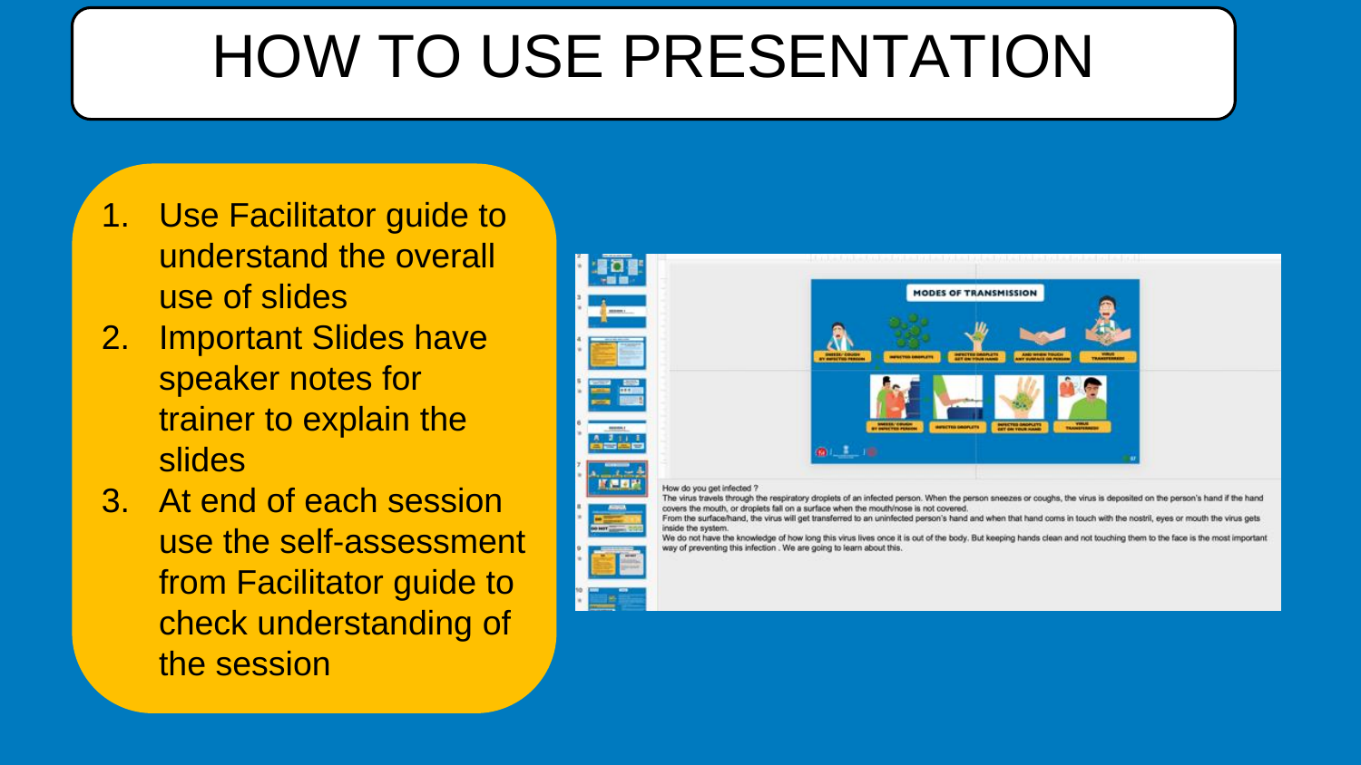# HOW TO USE PRESENTATION

1. Use Facilitator guide to understand the overall use of slides
2. Important Slides have speaker notes for trainer to explain the slides
3. At end of each session use the self-assessment from Facilitator guide to check understanding of the session

MODES OF TRANSMISSION

How do you get infected ?
The virus travels through the respiratory droplets of an infected person. When the person sneezes or coughs, the virus is deposited on the person's hand if the hand covers the mouth, or droplets fall on a surface when the mouth/nose is not covered.
From the surface/hand, the virus will get transferred to an uninfected person's hand and when that hand coms in touch with the nostril, eyes or mouth the virus gets inside the system.
We do not have the knowledge of how long this virus lives once it is out of the body. But keeping hands clean and not touching them to the face is the most important way of preventing this infection . We are going to learn about this.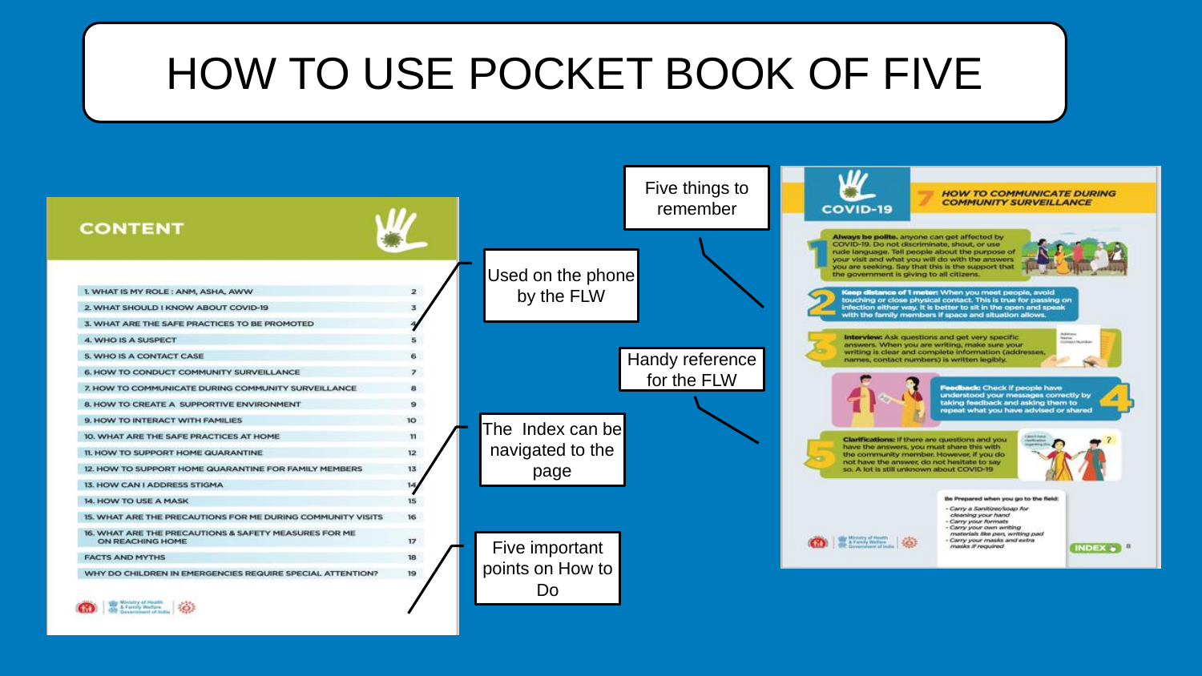# HOW TO USE POCKET BOOK OF FIVE

## CONTENT

| | |
|---|---|
| 1. WHAT IS MY ROLE : ANM, ASHA, AWW | 2 |
| 2. WHAT SHOULD I KNOW ABOUT COVID-19 | 3 |
| 3. WHAT ARE THE SAFE PRACTICES TO BE PROMOTED | 4 |
| 4. WHO IS A SUSPECT | 5 |
| 5. WHO IS A CONTACT CASE | 6 |
| 6. HOW TO CONDUCT COMMUNITY SURVEILLANCE | 7 |
| 7. HOW TO COMMUNICATE DURING COMMUNITY SURVEILLANCE | 8 |
| 8. HOW TO CREATE A SUPPORTIVE ENVIRONMENT | 9 |
| 9. HOW TO INTERACT WITH FAMILIES | 10 |
| 10. WHAT ARE THE SAFE PRACTICES AT HOME | 11 |
| 11. HOW TO SUPPORT HOME QUARANTINE | 12 |
| 12. HOW TO SUPPORT HOME QUARANTINE FOR FAMILY MEMBERS | 13 |
| 13. HOW CAN I ADDRESS STIGMA | 14 |
| 14. HOW TO USE A MASK | 15 |
| 15. WHAT ARE THE PRECAUTIONS FOR ME DURING COMMUNITY VISITS | 16 |
| 16. WHAT ARE THE PRECAUTIONS & SAFETY MEASURES FOR ME ON REACHING HOME | 17 |
| FACTS AND MYTHS | 18 |
| WHY DO CHILDREN IN EMERGENCIES REQUIRE SPECIAL ATTENTION? | 19 |

Used on the phone by the FLW

The Index can be navigated to the page

Five important points on How to Do

Five things to remember

Handy reference for the FLW

### COVID-19 — 7 HOW TO COMMUNICATE DURING COMMUNITY SURVEILLANCE

1. **Always be polite.** anyone can get affected by COVID-19. Do not discriminate, shout, or use rude language. Tell people about the purpose of your visit and what you will do with the answers you are seeking. Say that this is the support that the government is giving to all citizens.
2. **Keep distance of 1 meter:** When you meet people, avoid touching or close physical contact. This is true for passing on infection either way. It is better to sit in the open and speak with the family members if space and situation allows.
3. **Interview:** Ask questions and get very specific answers. When you are writing, make sure your writing is clear and complete information (addresses, names, contact numbers) is written legibly.
4. **Feedback:** Check if people have understood your messages correctly by taking feedback and asking them to repeat what you have advised or shared
5. **Clarifications:** If there are questions and you have the answers, you must share this with the community member. However, if you do not have the answer, do not hesitate to say so. A lot is still unknown about COVID-19

**Be Prepared when you go to the field:**

- Carry a Sanitizer/soap for cleaning your hand
- Carry your formats
- Carry your own writing materials like pen, writing pad
- Carry your masks and extra masks if required

INDEX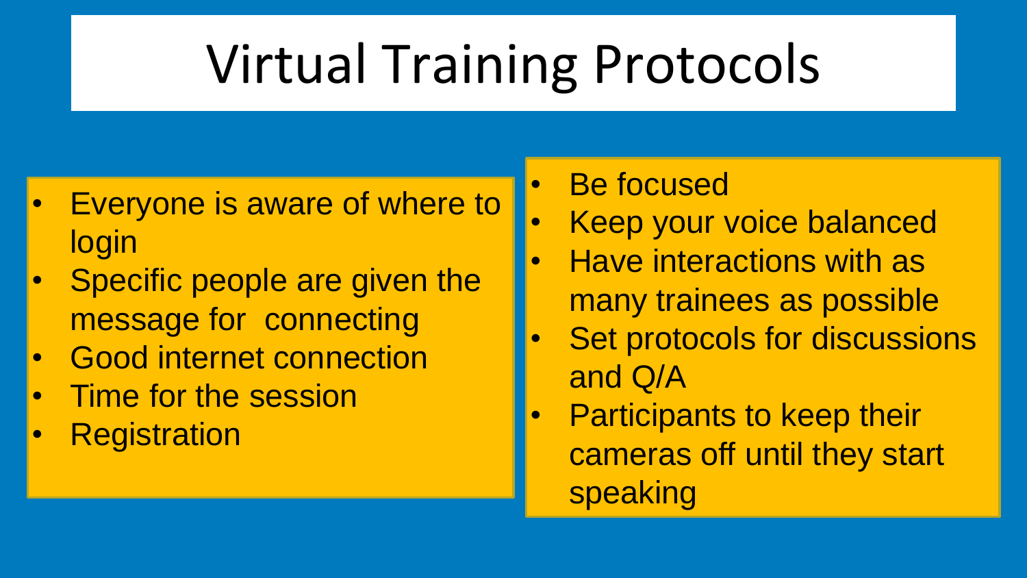# Virtual Training Protocols

- Everyone is aware of where to login
- Specific people are given the message for connecting
- Good internet connection
- Time for the session
- Registration

- Be focused
- Keep your voice balanced
- Have interactions with as many trainees as possible
- Set protocols for discussions and Q/A
- Participants to keep their cameras off until they start speaking